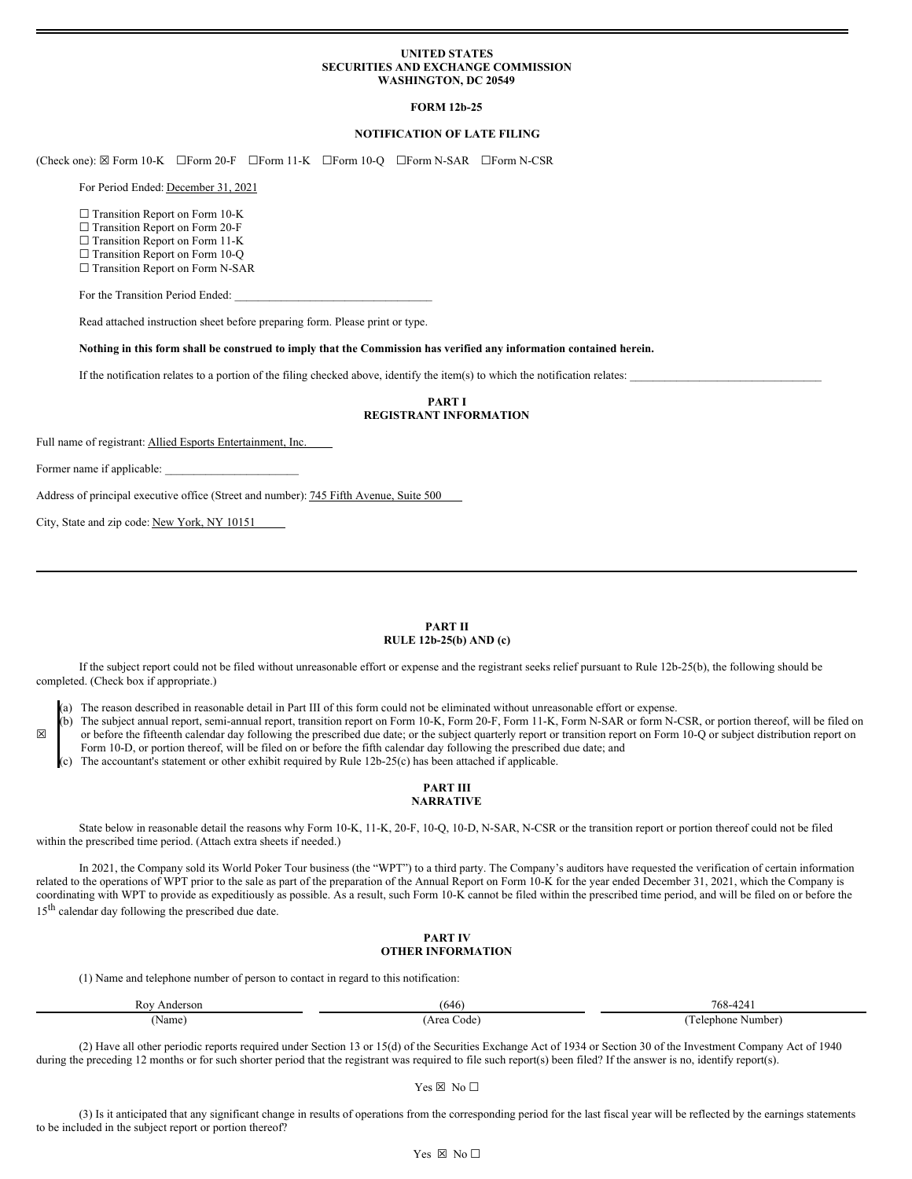**UNITED STATES**
**SECURITIES AND EXCHANGE COMMISSION**
**WASHINGTON, DC 20549**

**FORM 12b-25**

**NOTIFICATION OF LATE FILING**

(Check one): ☒ Form 10-K ☐Form 20-F ☐Form 11-K ☐Form 10-Q ☐Form N-SAR ☐Form N-CSR

For Period Ended: December 31, 2021

☐ Transition Report on Form 10-K
☐ Transition Report on Form 20-F
☐ Transition Report on Form 11-K
☐ Transition Report on Form 10-Q
☐ Transition Report on Form N-SAR

For the Transition Period Ended: ________________________________

Read attached instruction sheet before preparing form. Please print or type.

**Nothing in this form shall be construed to imply that the Commission has verified any information contained herein.**

If the notification relates to a portion of the filing checked above, identify the item(s) to which the notification relates: ________________________________

**PART I**
**REGISTRANT INFORMATION**

Full name of registrant: Allied Esports Entertainment, Inc.

Former name if applicable: ______________________

Address of principal executive office (Street and number): 745 Fifth Avenue, Suite 500

City, State and zip code: New York, NY 10151

**PART II**
**RULE 12b-25(b) AND (c)**

If the subject report could not be filed without unreasonable effort or expense and the registrant seeks relief pursuant to Rule 12b-25(b), the following should be completed. (Check box if appropriate.)

☒

(a) The reason described in reasonable detail in Part III of this form could not be eliminated without unreasonable effort or expense.
(b) The subject annual report, semi-annual report, transition report on Form 10-K, Form 20-F, Form 11-K, Form N-SAR or form N-CSR, or portion thereof, will be filed on or before the fifteenth calendar day following the prescribed due date; or the subject quarterly report or transition report on Form 10-Q or subject distribution report on Form 10-D, or portion thereof, will be filed on or before the fifth calendar day following the prescribed due date; and
(c) The accountant's statement or other exhibit required by Rule 12b-25(c) has been attached if applicable.

**PART III**
**NARRATIVE**

State below in reasonable detail the reasons why Form 10-K, 11-K, 20-F, 10-Q, 10-D, N-SAR, N-CSR or the transition report or portion thereof could not be filed within the prescribed time period. (Attach extra sheets if needed.)

In 2021, the Company sold its World Poker Tour business (the "WPT") to a third party. The Company's auditors have requested the verification of certain information related to the operations of WPT prior to the sale as part of the preparation of the Annual Report on Form 10-K for the year ended December 31, 2021, which the Company is coordinating with WPT to provide as expeditiously as possible. As a result, such Form 10-K cannot be filed within the prescribed time period, and will be filed on or before the 15th calendar day following the prescribed due date.

**PART IV**
**OTHER INFORMATION**

(1) Name and telephone number of person to contact in regard to this notification:

| Roy Anderson | (646) | 768-4241 |
|---|---|---|
| (Name) | (Area Code) | (Telephone Number) |

(2) Have all other periodic reports required under Section 13 or 15(d) of the Securities Exchange Act of 1934 or Section 30 of the Investment Company Act of 1940 during the preceding 12 months or for such shorter period that the registrant was required to file such report(s) been filed? If the answer is no, identify report(s).

Yes ☒ No ☐

(3) Is it anticipated that any significant change in results of operations from the corresponding period for the last fiscal year will be reflected by the earnings statements to be included in the subject report or portion thereof?

Yes ☒ No ☐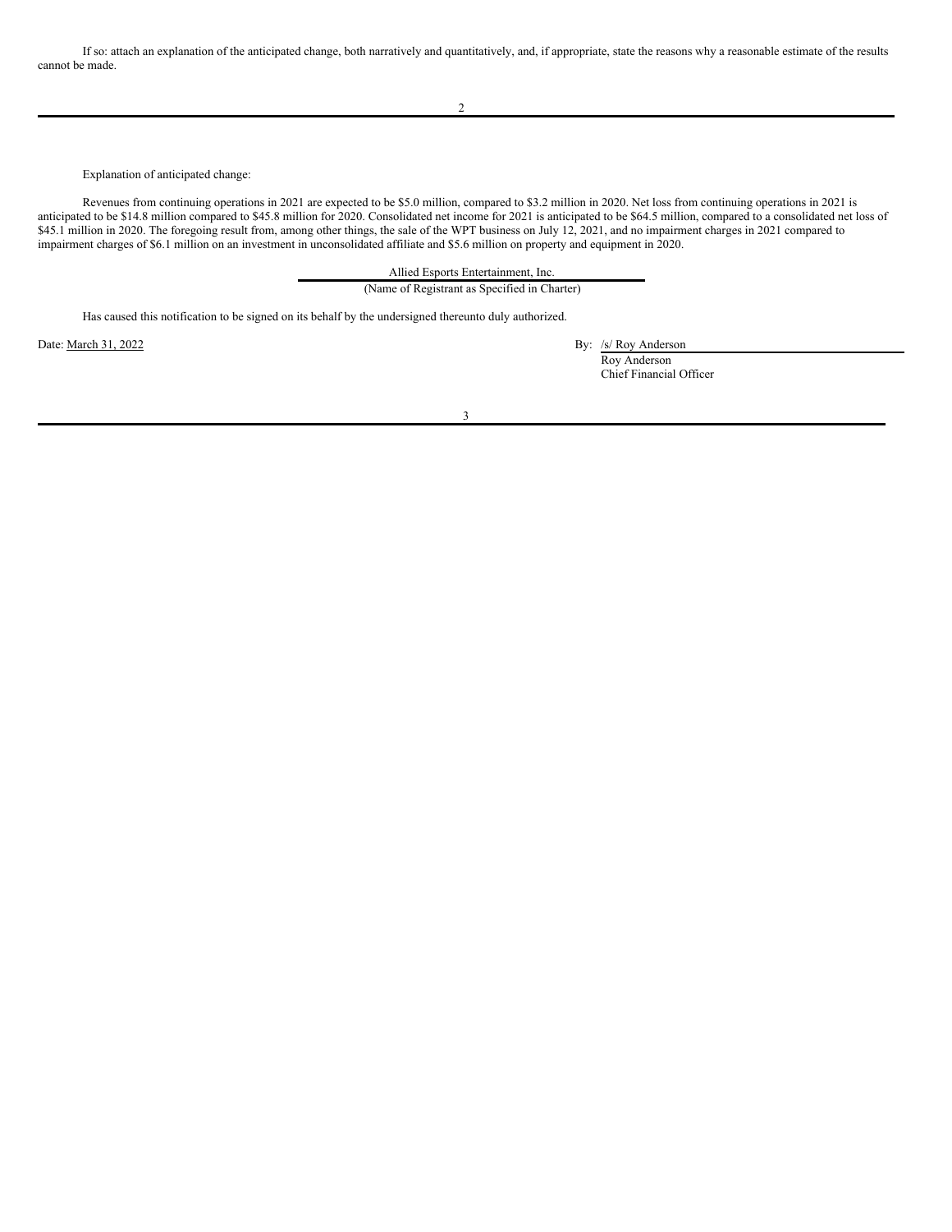If so: attach an explanation of the anticipated change, both narratively and quantitatively, and, if appropriate, state the reasons why a reasonable estimate of the results cannot be made.

Explanation of anticipated change:

Revenues from continuing operations in 2021 are expected to be $5.0 million, compared to $3.2 million in 2020. Net loss from continuing operations in 2021 is anticipated to be $14.8 million compared to $45.8 million for 2020. Consolidated net income for 2021 is anticipated to be $64.5 million, compared to a consolidated net loss of $45.1 million in 2020. The foregoing result from, among other things, the sale of the WPT business on July 12, 2021, and no impairment charges in 2021 compared to impairment charges of $6.1 million on an investment in unconsolidated affiliate and $5.6 million on property and equipment in 2020.

Allied Esports Entertainment, Inc.

(Name of Registrant as Specified in Charter)

Has caused this notification to be signed on its behalf by the undersigned thereunto duly authorized.

Date: March 31, 2022

By: /s/ Roy Anderson
Roy Anderson
Chief Financial Officer